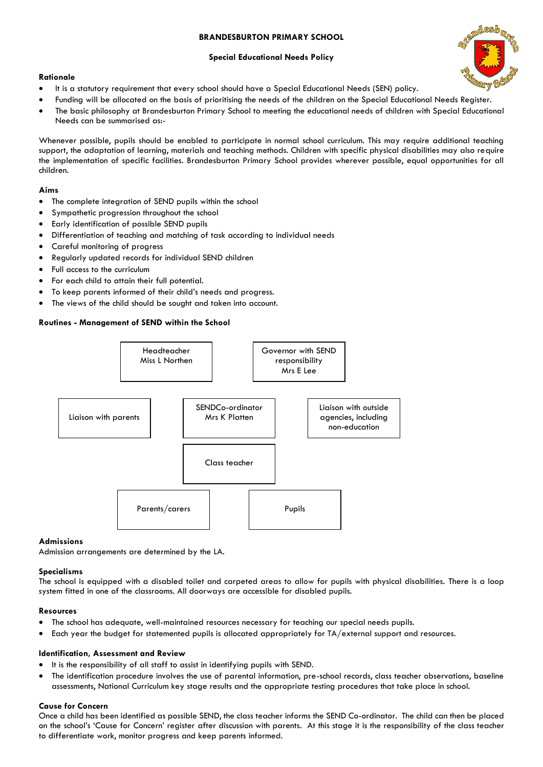# BRANDESBURTON PRIMARY SCHOOL

## Special Educational Needs Policy

### Rationale

- It is a statutory requirement that every school should have a Special Educational Needs (SEN) policy.
- Funding will be allocated on the basis of prioritising the needs of the children on the Special Educational Needs Register.
- The basic philosophy at Brandesburton Primary School to meeting the educational needs of children with Special Educational Needs can be summarised as:-

Whenever possible, pupils should be enabled to participate in normal school curriculum. This may require additional teaching support, the adaptation of learning, materials and teaching methods. Children with specific physical disabilities may also require the implementation of specific facilities. Brandesburton Primary School provides wherever possible, equal opportunities for all children.

### Aims

- The complete integration of SEND pupils within the school
- Sympathetic progression throughout the school
- Early identification of possible SEND pupils
- Differentiation of teaching and matching of task according to individual needs
- Careful monitoring of progress
- Regularly updated records for individual SEND children
- Full access to the curriculum
- For each child to attain their full potential.
- To keep parents informed of their child's needs and progress.
- The views of the child should be sought and taken into account.

### Routines - Management of SEND within the School

- Headteacher Miss L Northen
- Governor with SEND responsibility Mrs E Lee
- Liaison with parents
- SENDCo-ordinator Mrs K Platten
- Liaison with outside agencies, including non-education
- Class teacher
- Parents/carers
- Pupils

### Admissions

Admission arrangements are determined by the LA.

### Specialisms

The school is equipped with a disabled toilet and carpeted areas to allow for pupils with physical disabilities. There is a loop system fitted in one of the classrooms. All doorways are accessible for disabled pupils.

### Resources

- The school has adequate, well-maintained resources necessary for teaching our special needs pupils.
- Each year the budget for statemented pupils is allocated appropriately for TA/external support and resources.

### Identification, Assessment and Review

- It is the responsibility of all staff to assist in identifying pupils with SEND.
- The identification procedure involves the use of parental information, pre-school records, class teacher observations, baseline assessments, National Curriculum key stage results and the appropriate testing procedures that take place in school.

### Cause for Concern

Once a child has been identified as possible SEND, the class teacher informs the SEND Co-ordinator. The child can then be placed on the school's 'Cause for Concern' register after discussion with parents. At this stage it is the responsibility of the class teacher to differentiate work, monitor progress and keep parents informed.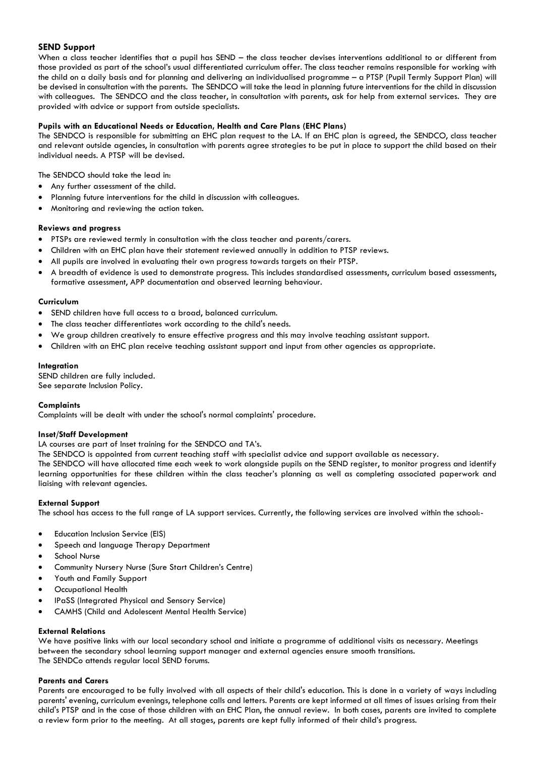**SEND Support**

When a class teacher identifies that a pupil has SEND – the class teacher devises interventions additional to or different from those provided as part of the school's usual differentiated curriculum offer. The class teacher remains responsible for working with the child on a daily basis and for planning and delivering an individualised programme – a PTSP (Pupil Termly Support Plan) will be devised in consultation with the parents. The SENDCO will take the lead in planning future interventions for the child in discussion with colleagues. The SENDCO and the class teacher, in consultation with parents, ask for help from external services. They are provided with advice or support from outside specialists.

**Pupils with an Educational Needs or Education, Health and Care Plans (EHC Plans)**

The SENDCO is responsible for submitting an EHC plan request to the LA. If an EHC plan is agreed, the SENDCO, class teacher and relevant outside agencies, in consultation with parents agree strategies to be put in place to support the child based on their individual needs. A PTSP will be devised.

The SENDCO should take the lead in:

- Any further assessment of the child.
- Planning future interventions for the child in discussion with colleagues.
- Monitoring and reviewing the action taken.

**Reviews and progress**

- PTSPs are reviewed termly in consultation with the class teacher and parents/carers.
- Children with an EHC plan have their statement reviewed annually in addition to PTSP reviews.
- All pupils are involved in evaluating their own progress towards targets on their PTSP.
- A breadth of evidence is used to demonstrate progress. This includes standardised assessments, curriculum based assessments, formative assessment, APP documentation and observed learning behaviour.

**Curriculum**

- SEND children have full access to a broad, balanced curriculum.
- The class teacher differentiates work according to the child's needs.
- We group children creatively to ensure effective progress and this may involve teaching assistant support.
- Children with an EHC plan receive teaching assistant support and input from other agencies as appropriate.

**Integration**

SEND children are fully included.
See separate Inclusion Policy.

**Complaints**

Complaints will be dealt with under the school's normal complaints' procedure.

**Inset/Staff Development**

LA courses are part of Inset training for the SENDCO and TA's.
The SENDCO is appointed from current teaching staff with specialist advice and support available as necessary.
The SENDCO will have allocated time each week to work alongside pupils on the SEND register, to monitor progress and identify learning opportunities for these children within the class teacher's planning as well as completing associated paperwork and liaising with relevant agencies.

**External Support**

The school has access to the full range of LA support services. Currently, the following services are involved within the school:-

- Education Inclusion Service (EIS)
- Speech and language Therapy Department
- School Nurse
- Community Nursery Nurse (Sure Start Children's Centre)
- Youth and Family Support
- Occupational Health
- IPaSS (Integrated Physical and Sensory Service)
- CAMHS (Child and Adolescent Mental Health Service)

**External Relations**

We have positive links with our local secondary school and initiate a programme of additional visits as necessary. Meetings between the secondary school learning support manager and external agencies ensure smooth transitions.
The SENDCo attends regular local SEND forums.

**Parents and Carers**

Parents are encouraged to be fully involved with all aspects of their child's education. This is done in a variety of ways including parents' evening, curriculum evenings, telephone calls and letters. Parents are kept informed at all times of issues arising from their child's PTSP and in the case of those children with an EHC Plan, the annual review. In both cases, parents are invited to complete a review form prior to the meeting. At all stages, parents are kept fully informed of their child's progress.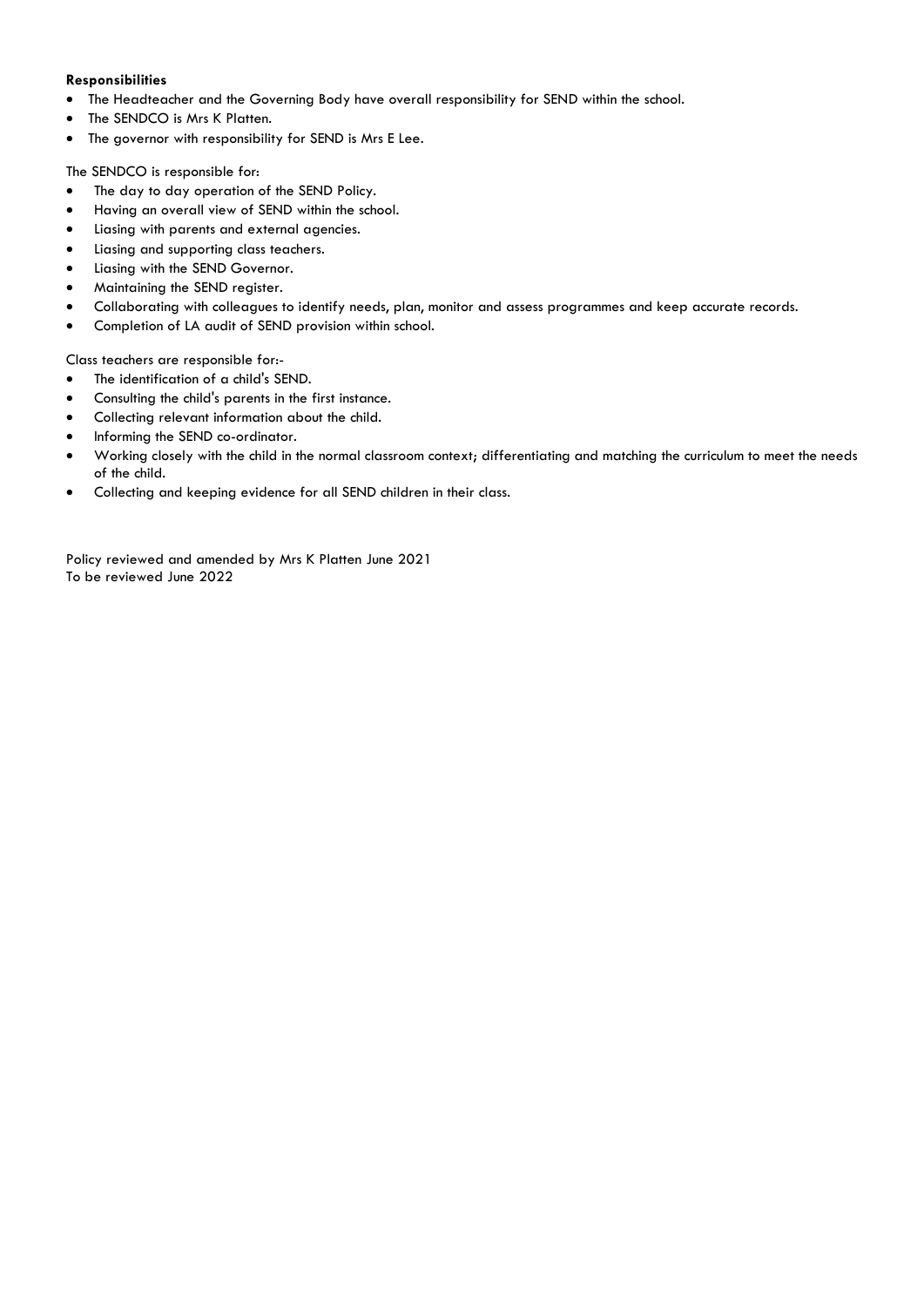**Responsibilities**

- The Headteacher and the Governing Body have overall responsibility for SEND within the school.
- The SENDCO is Mrs K Platten.
- The governor with responsibility for SEND is Mrs E Lee.

The SENDCO is responsible for:

- The day to day operation of the SEND Policy.
- Having an overall view of SEND within the school.
- Liasing with parents and external agencies.
- Liasing and supporting class teachers.
- Liasing with the SEND Governor.
- Maintaining the SEND register.
- Collaborating with colleagues to identify needs, plan, monitor and assess programmes and keep accurate records.
- Completion of LA audit of SEND provision within school.

Class teachers are responsible for:-

- The identification of a child's SEND.
- Consulting the child's parents in the first instance.
- Collecting relevant information about the child.
- Informing the SEND co-ordinator.
- Working closely with the child in the normal classroom context; differentiating and matching the curriculum to meet the needs of the child.
- Collecting and keeping evidence for all SEND children in their class.

Policy reviewed and amended by Mrs K Platten June 2021
To be reviewed June 2022